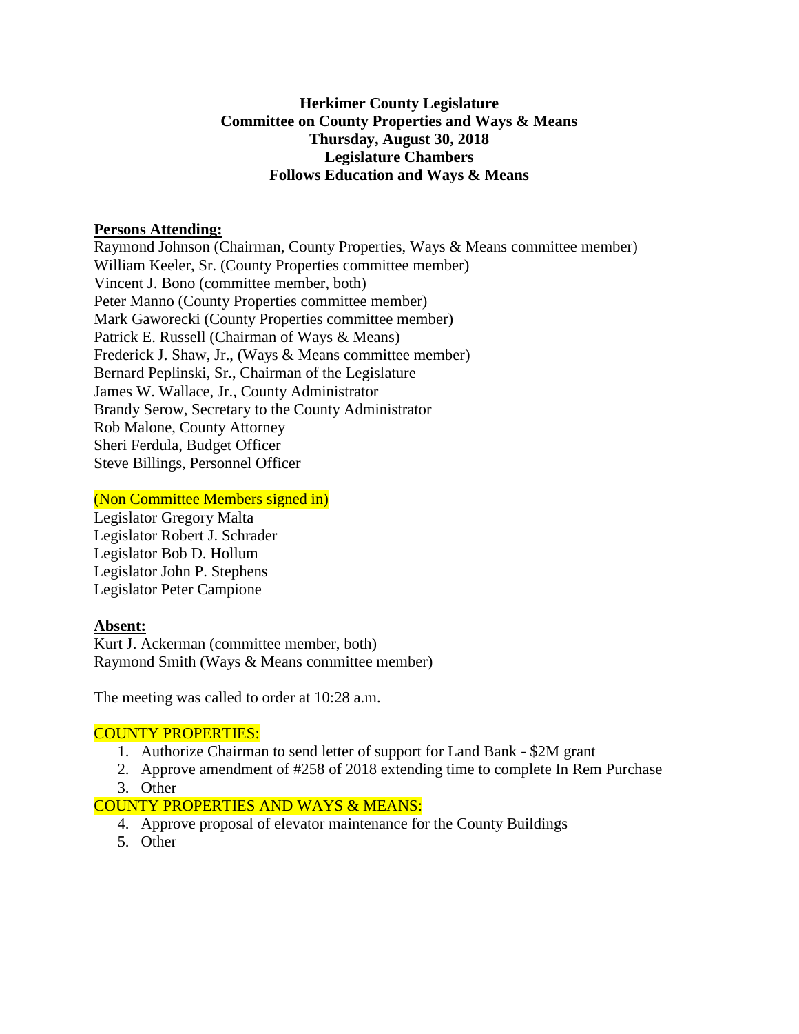**Herkimer County Legislature**
**Committee on County Properties and Ways & Means**
**Thursday, August 30, 2018**
**Legislature Chambers**
**Follows Education and Ways & Means**

**Persons Attending:**

Raymond Johnson (Chairman, County Properties, Ways & Means committee member)
William Keeler, Sr. (County Properties committee member)
Vincent J. Bono (committee member, both)
Peter Manno (County Properties committee member)
Mark Gaworecki (County Properties committee member)
Patrick E. Russell (Chairman of Ways & Means)
Frederick J. Shaw, Jr., (Ways & Means committee member)
Bernard Peplinski, Sr., Chairman of the Legislature
James W. Wallace, Jr., County Administrator
Brandy Serow, Secretary to the County Administrator
Rob Malone, County Attorney
Sheri Ferdula, Budget Officer
Steve Billings, Personnel Officer

(Non Committee Members signed in)
Legislator Gregory Malta
Legislator Robert J. Schrader
Legislator Bob D. Hollum
Legislator John P. Stephens
Legislator Peter Campione

**Absent:**

Kurt J. Ackerman (committee member, both)
Raymond Smith (Ways & Means committee member)

The meeting was called to order at 10:28 a.m.

COUNTY PROPERTIES:

1. Authorize Chairman to send letter of support for Land Bank - $2M grant
2. Approve amendment of #258 of 2018 extending time to complete In Rem Purchase
3. Other

COUNTY PROPERTIES AND WAYS & MEANS:

4. Approve proposal of elevator maintenance for the County Buildings
5. Other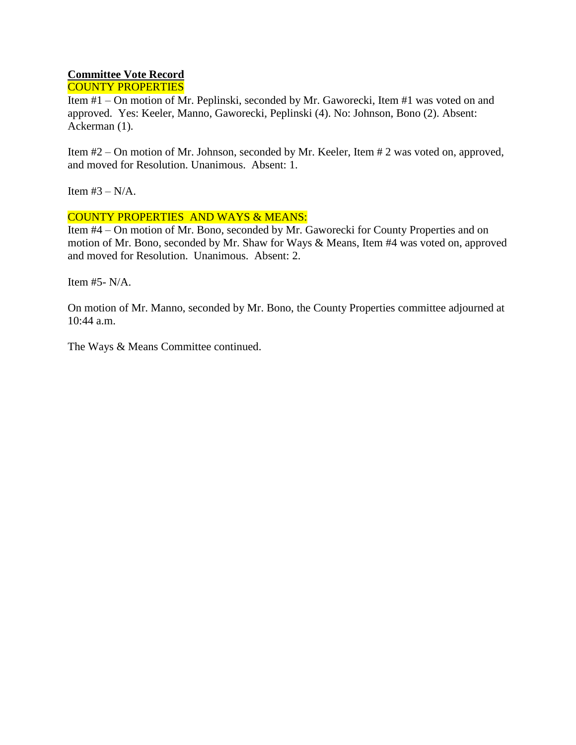**Committee Vote Record**

COUNTY PROPERTIES

Item #1 – On motion of Mr. Peplinski, seconded by Mr. Gaworecki, Item #1 was voted on and approved. Yes: Keeler, Manno, Gaworecki, Peplinski (4). No: Johnson, Bono (2). Absent: Ackerman (1).

Item #2 – On motion of Mr. Johnson, seconded by Mr. Keeler, Item # 2 was voted on, approved, and moved for Resolution. Unanimous. Absent: 1.

Item #3 – N/A.

COUNTY PROPERTIES AND WAYS & MEANS:

Item #4 – On motion of Mr. Bono, seconded by Mr. Gaworecki for County Properties and on motion of Mr. Bono, seconded by Mr. Shaw for Ways & Means, Item #4 was voted on, approved and moved for Resolution. Unanimous. Absent: 2.

Item #5- N/A.

On motion of Mr. Manno, seconded by Mr. Bono, the County Properties committee adjourned at 10:44 a.m.

The Ways & Means Committee continued.